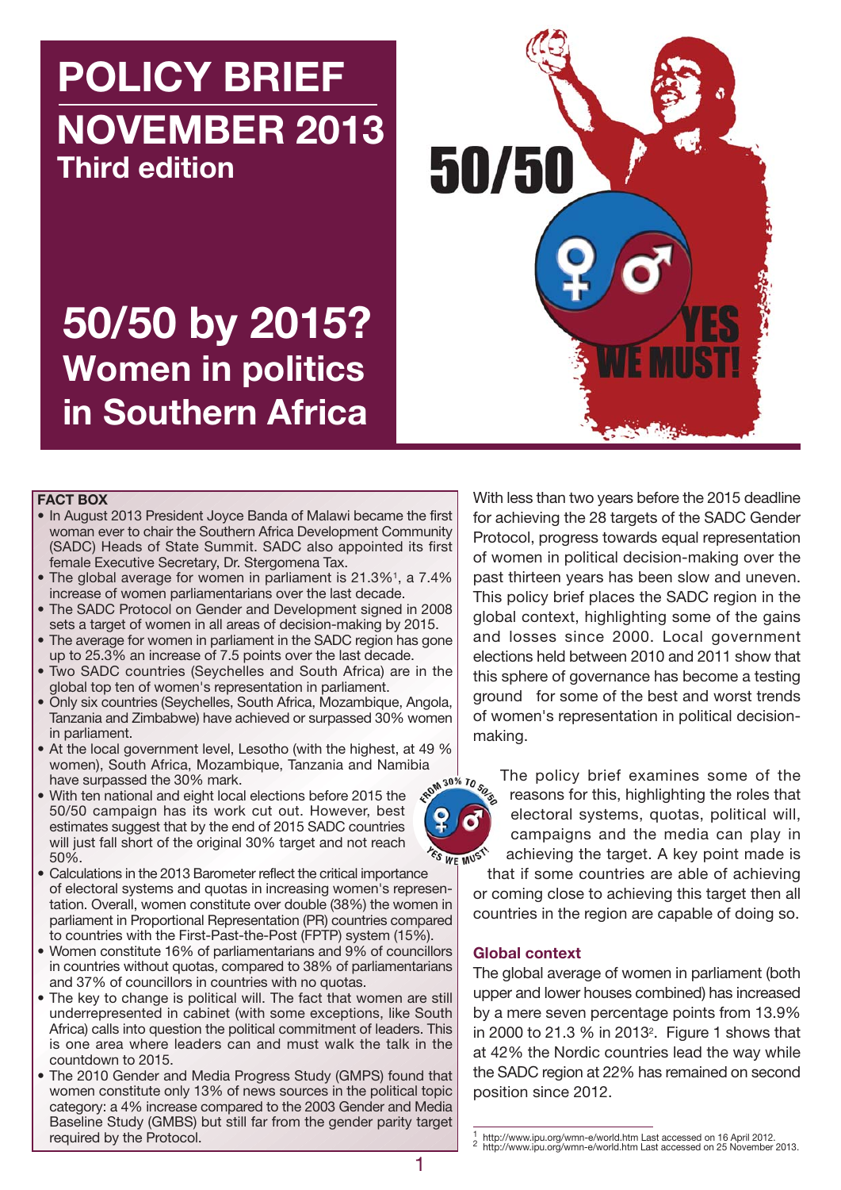# POLICY BRIEF

## NOVEMBER 2013

### Third edition

# 50/50 by 2015?

## Women in politics in Southern Africa

**FACT BOX**

- In August 2013 President Joyce Banda of Malawi became the first woman ever to chair the Southern Africa Development Community (SADC) Heads of State Summit. SADC also appointed its first female Executive Secretary, Dr. Stergomena Tax.
- The global average for women in parliament is 21.3%[1], a 7.4% increase of women parliamentarians over the last decade.
- The SADC Protocol on Gender and Development signed in 2008 sets a target of women in all areas of decision-making by 2015.
- The average for women in parliament in the SADC region has gone up to 25.3% an increase of 7.5 points over the last decade.
- Two SADC countries (Seychelles and South Africa) are in the global top ten of women's representation in parliament.
- Only six countries (Seychelles, South Africa, Mozambique, Angola, Tanzania and Zimbabwe) have achieved or surpassed 30% women in parliament.
- At the local government level, Lesotho (with the highest, at 49 % women), South Africa, Mozambique, Tanzania and Namibia have surpassed the 30% mark.
- With ten national and eight local elections before 2015 the 50/50 campaign has its work cut out. However, best estimates suggest that by the end of 2015 SADC countries will just fall short of the original 30% target and not reach 50%.
- Calculations in the 2013 Barometer reflect the critical importance of electoral systems and quotas in increasing women's representation. Overall, women constitute over double (38%) the women in parliament in Proportional Representation (PR) countries compared to countries with the First-Past-the-Post (FPTP) system (15%).
- Women constitute 16% of parliamentarians and 9% of councillors in countries without quotas, compared to 38% of parliamentarians and 37% of councillors in countries with no quotas.
- The key to change is political will. The fact that women are still underrepresented in cabinet (with some exceptions, like South Africa) calls into question the political commitment of leaders. This is one area where leaders can and must walk the talk in the countdown to 2015.
- The 2010 Gender and Media Progress Study (GMPS) found that women constitute only 13% of news sources in the political topic category: a 4% increase compared to the 2003 Gender and Media Baseline Study (GMBS) but still far from the gender parity target required by the Protocol.

With less than two years before the 2015 deadline for achieving the 28 targets of the SADC Gender Protocol, progress towards equal representation of women in political decision-making over the past thirteen years has been slow and uneven. This policy brief places the SADC region in the global context, highlighting some of the gains and losses since 2000. Local government elections held between 2010 and 2011 show that this sphere of governance has become a testing ground for some of the best and worst trends of women's representation in political decision-making.

The policy brief examines some of the reasons for this, highlighting the roles that electoral systems, quotas, political will, campaigns and the media can play in achieving the target. A key point made is that if some countries are able of achieving or coming close to achieving this target then all countries in the region are capable of doing so.

### Global context

The global average of women in parliament (both upper and lower houses combined) has increased by a mere seven percentage points from 13.9% in 2000 to 21.3 % in 2013[2]. Figure 1 shows that at 42% the Nordic countries lead the way while the SADC region at 22% has remained on second position since 2012.

---

[1] http://www.ipu.org/wmn-e/world.htm Last accessed on 16 April 2012.
[2] http://www.ipu.org/wmn-e/world.htm Last accessed on 25 November 2013.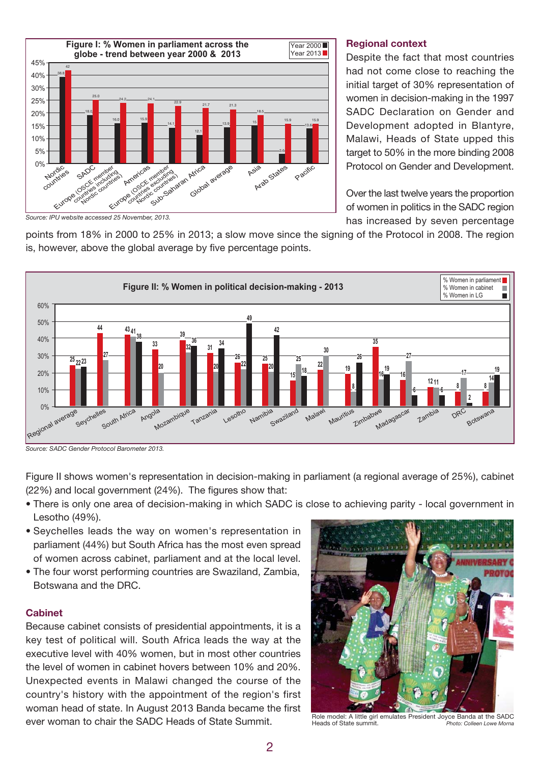**Figure I: % Women in parliament across the globe - trend between year 2000 & 2013**

| Region | Year 2000 | Year 2013 |
|---|---|---|
| Nordic countries | 38.8 | 42 |
| SADC | 18.0 | 25.0 |
| Europe (OSCE member countries including Nordic countries) | 16.0 | 24.2 |
| Americas | 15.9 | 24.1 |
| Europe (OSCE member countries excluding Nordic countries) | 14.1 | 22.9 |
| Sub-Saharan Africa | 12.1 | 21.7 |
| Global average | 13.9 | 21.3 |
| Asia | 15 | 18.5 |
| Arab States | 3.6 | 15.9 |
| Pacific | 13.6 | 15.9 |

*Source: IPU website accessed 25 November, 2013.*

## Regional context

Despite the fact that most countries had not come close to reaching the initial target of 30% representation of women in decision-making in the 1997 SADC Declaration on Gender and Development adopted in Blantyre, Malawi, Heads of State upped this target to 50% in the more binding 2008 Protocol on Gender and Development.

Over the last twelve years the proportion of women in politics in the SADC region has increased by seven percentage points from 18% in 2000 to 25% in 2013; a slow move since the signing of the Protocol in 2008. The region is, however, above the global average by five percentage points.

**Figure II: % Women in political decision-making - 2013**

| Country | % Women in parliament | % Women in cabinet | % Women in LG |
|---|---|---|---|
| Regional average | 25 | 22 | 23 |
| Seychelles | 44 | 27 | |
| South Africa | 43 | 41 | 38 |
| Angola | 33 | 20 | |
| Mozambique | 39 | 32 | 36 |
| Tanzania | 31 | 20 | 34 |
| Lesotho | 26 | 22 | 49 |
| Namibia | 25 | 20 | 42 |
| Swaziland | 15 | 25 | 18 |
| Malawi | 22 | 30 | |
| Mauritius | 19 | 8 | 26 |
| Zimbabwe | 35 | 16 | 19 |
| Madagascar | 16 | 27 | 6 |
| Zambia | 12 | 11 | 6 |
| DRC | 8 | 17 | 2 |
| Botswana | 8 | 14 | 19 |

*Source: SADC Gender Protocol Barometer 2013.*

Figure II shows women's representation in decision-making in parliament (a regional average of 25%), cabinet (22%) and local government (24%). The figures show that:

- There is only one area of decision-making in which SADC is close to achieving parity - local government in Lesotho (49%).
- Seychelles leads the way on women's representation in parliament (44%) but South Africa has the most even spread of women across cabinet, parliament and at the local level.
- The four worst performing countries are Swaziland, Zambia, Botswana and the DRC.

### Cabinet

Because cabinet consists of presidential appointments, it is a key test of political will. South Africa leads the way at the executive level with 40% women, but in most other countries the level of women in cabinet hovers between 10% and 20%. Unexpected events in Malawi changed the course of the country's history with the appointment of the region's first woman head of state. In August 2013 Banda became the first ever woman to chair the SADC Heads of State Summit.

Role model: A little girl emulates President Joyce Banda at the SADC Heads of State summit. *Photo: Colleen Lowe Morna*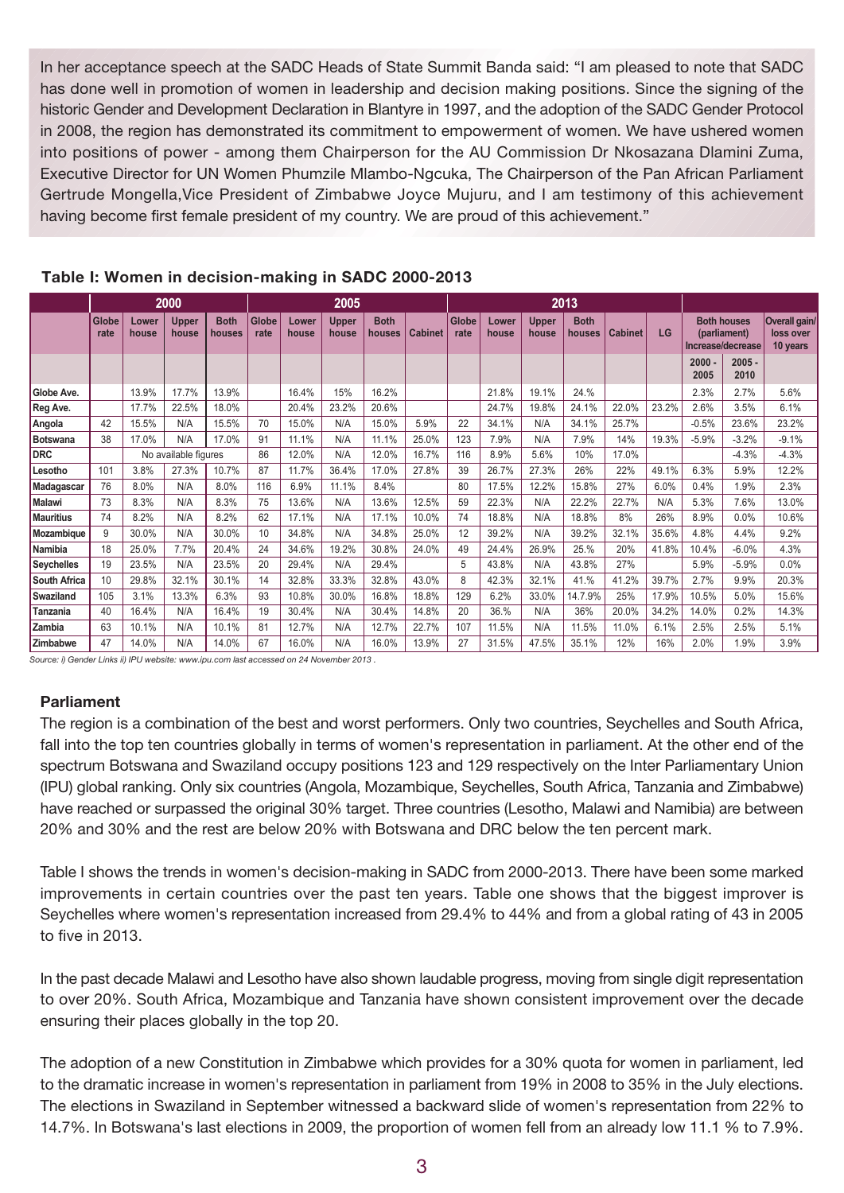In her acceptance speech at the SADC Heads of State Summit Banda said: "I am pleased to note that SADC has done well in promotion of women in leadership and decision making positions. Since the signing of the historic Gender and Development Declaration in Blantyre in 1997, and the adoption of the SADC Gender Protocol in 2008, the region has demonstrated its commitment to empowerment of women. We have ushered women into positions of power - among them Chairperson for the AU Commission Dr Nkosazana Dlamini Zuma, Executive Director for UN Women Phumzile Mlambo-Ngcuka, The Chairperson of the Pan African Parliament Gertrude Mongella,Vice President of Zimbabwe Joyce Mujuru, and I am testimony of this achievement having become first female president of my country. We are proud of this achievement."

**Table I: Women in decision-making in SADC 2000-2013**

| | 2000 | | | | 2005 | | | | | 2013 | | | | | | | | |
|---|---|---|---|---|---|---|---|---|---|---|---|---|---|---|---|---|---|---|
| | Globe rate | Lower house | Upper house | Both houses | Globe rate | Lower house | Upper house | Both houses | Cabinet | Globe rate | Lower house | Upper house | Both houses | Cabinet | LG | Both houses (parliament) Increase/decrease | | Overall gain/ loss over 10 years |
| | | | | | | | | | | | | | | | | 2000 - 2005 | 2005 - 2010 | |
| Globe Ave. | | 13.9% | 17.7% | 13.9% | | 16.4% | 15% | 16.2% | | | 21.8% | 19.1% | 24.% | | | 2.3% | 2.7% | 5.6% |
| Reg Ave. | | 17.7% | 22.5% | 18.0% | | 20.4% | 23.2% | 20.6% | | | 24.7% | 19.8% | 24.1% | 22.0% | 23.2% | 2.6% | 3.5% | 6.1% |
| Angola | 42 | 15.5% | N/A | 15.5% | 70 | 15.0% | N/A | 15.0% | 5.9% | 22 | 34.1% | N/A | 34.1% | 25.7% | | -0.5% | 23.6% | 23.2% |
| Botswana | 38 | 17.0% | N/A | 17.0% | 91 | 11.1% | N/A | 11.1% | 25.0% | 123 | 7.9% | N/A | 7.9% | 14% | 19.3% | -5.9% | -3.2% | -9.1% |
| DRC | No available figures | | | | 86 | 12.0% | N/A | 12.0% | 16.7% | 116 | 8.9% | 5.6% | 10% | 17.0% | | | -4.3% | -4.3% |
| Lesotho | 101 | 3.8% | 27.3% | 10.7% | 87 | 11.7% | 36.4% | 17.0% | 27.8% | 39 | 26.7% | 27.3% | 26% | 22% | 49.1% | 6.3% | 5.9% | 12.2% |
| Madagascar | 76 | 8.0% | N/A | 8.0% | 116 | 6.9% | 11.1% | 8.4% | | 80 | 17.5% | 12.2% | 15.8% | 27% | 6.0% | 0.4% | 1.9% | 2.3% |
| Malawi | 73 | 8.3% | N/A | 8.3% | 75 | 13.6% | N/A | 13.6% | 12.5% | 59 | 22.3% | N/A | 22.2% | 22.7% | N/A | 5.3% | 7.6% | 13.0% |
| Mauritius | 74 | 8.2% | N/A | 8.2% | 62 | 17.1% | N/A | 17.1% | 10.0% | 74 | 18.8% | N/A | 18.8% | 8% | 26% | 8.9% | 0.0% | 10.6% |
| Mozambique | 9 | 30.0% | N/A | 30.0% | 10 | 34.8% | N/A | 34.8% | 25.0% | 12 | 39.2% | N/A | 39.2% | 32.1% | 35.6% | 4.8% | 4.4% | 9.2% |
| Namibia | 18 | 25.0% | 7.7% | 20.4% | 24 | 34.6% | 19.2% | 30.8% | 24.0% | 49 | 24.4% | 26.9% | 25.5% | 20% | 41.8% | 10.4% | -6.0% | 4.3% |
| Seychelles | 19 | 23.5% | N/A | 23.5% | 20 | 29.4% | N/A | 29.4% | | 5 | 43.8% | N/A | 43.8% | 27% | | 5.9% | -5.9% | 0.0% |
| South Africa | 10 | 29.8% | 32.1% | 30.1% | 14 | 32.8% | 33.3% | 32.8% | 43.0% | 8 | 42.3% | 32.1% | 41.% | 41.2% | 39.7% | 2.7% | 9.9% | 20.3% |
| Swaziland | 105 | 3.1% | 13.3% | 6.3% | 93 | 10.8% | 30.0% | 16.8% | 18.8% | 129 | 6.2% | 33.0% | 14.7.9% | 25% | 17.9% | 10.5% | 5.0% | 15.6% |
| Tanzania | 40 | 16.4% | N/A | 16.4% | 19 | 30.4% | N/A | 30.4% | 14.8% | 20 | 36.% | N/A | 36% | 20.0% | 34.2% | 14.0% | 0.2% | 14.3% |
| Zambia | 63 | 10.1% | N/A | 10.1% | 81 | 12.7% | N/A | 12.7% | 22.7% | 107 | 11.5% | N/A | 11.5% | 11.0% | 6.1% | 2.5% | 2.5% | 5.1% |
| Zimbabwe | 47 | 14.0% | N/A | 14.0% | 67 | 16.0% | N/A | 16.0% | 13.9% | 27 | 31.5% | 47.5% | 35.1% | 12% | 16% | 2.0% | 1.9% | 3.9% |

*Source: i) Gender Links ii) IPU website: www.ipu.com last accessed on 24 November 2013 .*

### Parliament

The region is a combination of the best and worst performers. Only two countries, Seychelles and South Africa, fall into the top ten countries globally in terms of women's representation in parliament. At the other end of the spectrum Botswana and Swaziland occupy positions 123 and 129 respectively on the Inter Parliamentary Union (IPU) global ranking. Only six countries (Angola, Mozambique, Seychelles, South Africa, Tanzania and Zimbabwe) have reached or surpassed the original 30% target. Three countries (Lesotho, Malawi and Namibia) are between 20% and 30% and the rest are below 20% with Botswana and DRC below the ten percent mark.

Table I shows the trends in women's decision-making in SADC from 2000-2013. There have been some marked improvements in certain countries over the past ten years. Table one shows that the biggest improver is Seychelles where women's representation increased from 29.4% to 44% and from a global rating of 43 in 2005 to five in 2013.

In the past decade Malawi and Lesotho have also shown laudable progress, moving from single digit representation to over 20%. South Africa, Mozambique and Tanzania have shown consistent improvement over the decade ensuring their places globally in the top 20.

The adoption of a new Constitution in Zimbabwe which provides for a 30% quota for women in parliament, led to the dramatic increase in women's representation in parliament from 19% in 2008 to 35% in the July elections. The elections in Swaziland in September witnessed a backward slide of women's representation from 22% to 14.7%. In Botswana's last elections in 2009, the proportion of women fell from an already low 11.1 % to 7.9%.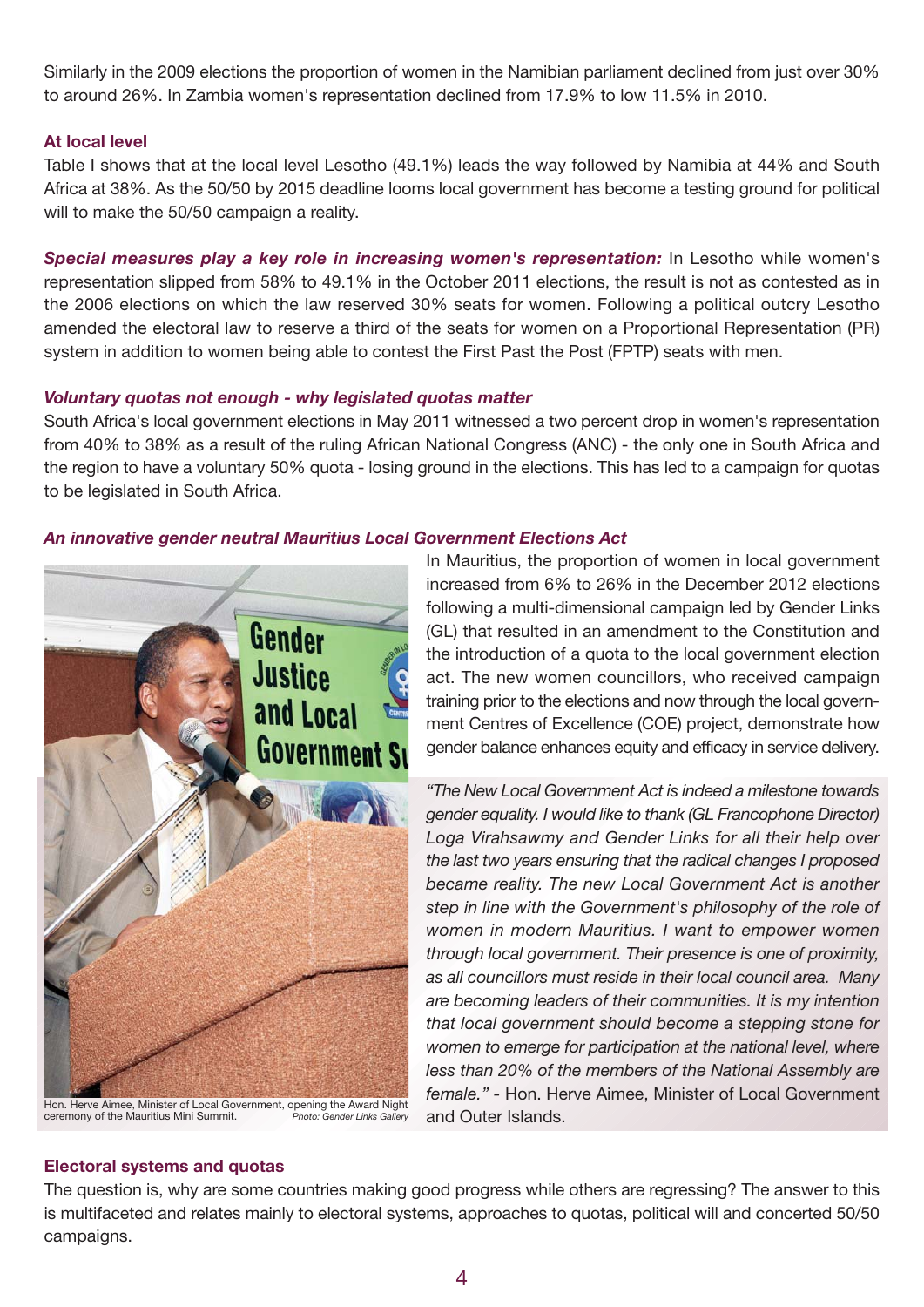Similarly in the 2009 elections the proportion of women in the Namibian parliament declined from just over 30% to around 26%. In Zambia women's representation declined from 17.9% to low 11.5% in 2010.

### At local level

Table I shows that at the local level Lesotho (49.1%) leads the way followed by Namibia at 44% and South Africa at 38%. As the 50/50 by 2015 deadline looms local government has become a testing ground for political will to make the 50/50 campaign a reality.

***Special measures play a key role in increasing women's representation:*** In Lesotho while women's representation slipped from 58% to 49.1% in the October 2011 elections, the result is not as contested as in the 2006 elections on which the law reserved 30% seats for women. Following a political outcry Lesotho amended the electoral law to reserve a third of the seats for women on a Proportional Representation (PR) system in addition to women being able to contest the First Past the Post (FPTP) seats with men.

### *Voluntary quotas not enough - why legislated quotas matter*

South Africa's local government elections in May 2011 witnessed a two percent drop in women's representation from 40% to 38% as a result of the ruling African National Congress (ANC) - the only one in South Africa and the region to have a voluntary 50% quota - losing ground in the elections. This has led to a campaign for quotas to be legislated in South Africa.

### *An innovative gender neutral Mauritius Local Government Elections Act*

In Mauritius, the proportion of women in local government increased from 6% to 26% in the December 2012 elections following a multi-dimensional campaign led by Gender Links (GL) that resulted in an amendment to the Constitution and the introduction of a quota to the local government election act. The new women councillors, who received campaign training prior to the elections and now through the local government Centres of Excellence (COE) project, demonstrate how gender balance enhances equity and efficacy in service delivery.

*"The New Local Government Act is indeed a milestone towards gender equality. I would like to thank (GL Francophone Director) Loga Virahsawmy and Gender Links for all their help over the last two years ensuring that the radical changes I proposed became reality. The new Local Government Act is another step in line with the Government's philosophy of the role of women in modern Mauritius. I want to empower women through local government. Their presence is one of proximity, as all councillors must reside in their local council area. Many are becoming leaders of their communities. It is my intention that local government should become a stepping stone for women to emerge for participation at the national level, where less than 20% of the members of the National Assembly are female."* - Hon. Herve Aimee, Minister of Local Government and Outer Islands.

Hon. Herve Aimee, Minister of Local Government, opening the Award Night ceremony of the Mauritius Mini Summit. *Photo: Gender Links Gallery*

### Electoral systems and quotas

The question is, why are some countries making good progress while others are regressing? The answer to this is multifaceted and relates mainly to electoral systems, approaches to quotas, political will and concerted 50/50 campaigns.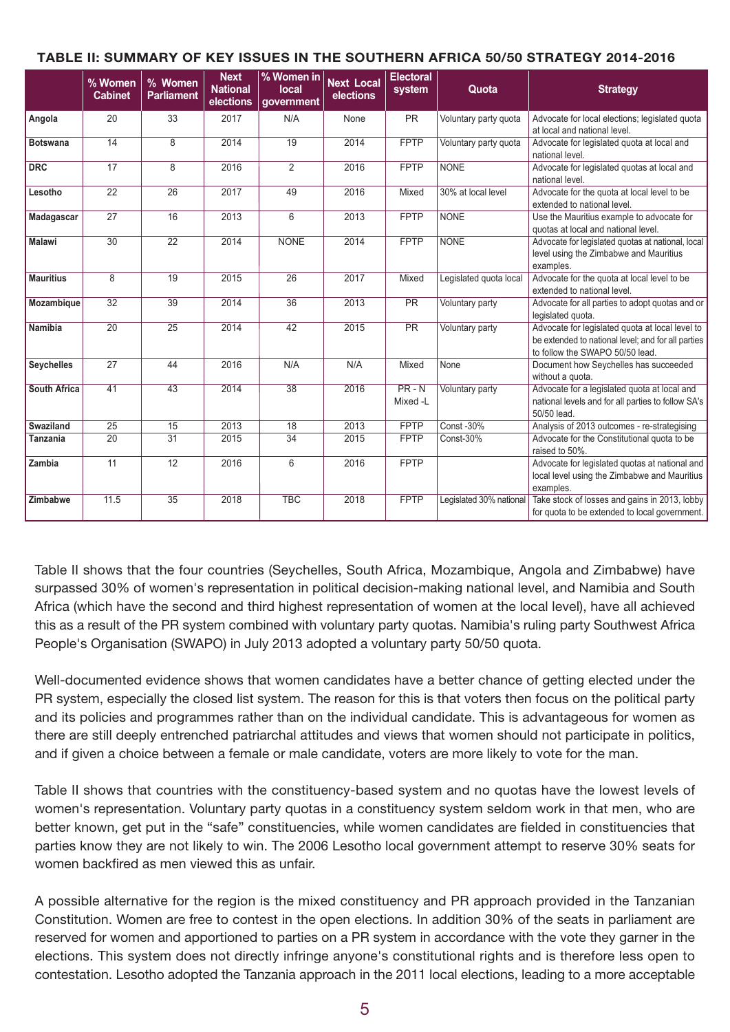**TABLE II: SUMMARY OF KEY ISSUES IN THE SOUTHERN AFRICA 50/50 STRATEGY 2014-2016**

| | % Women Cabinet | % Women Parliament | Next National elections | % Women in local government | Next Local elections | Electoral system | Quota | Strategy |
|---|---|---|---|---|---|---|---|---|
| **Angola** | 20 | 33 | 2017 | N/A | None | PR | Voluntary party quota | Advocate for local elections; legislated quota at local and national level. |
| **Botswana** | 14 | 8 | 2014 | 19 | 2014 | FPTP | Voluntary party quota | Advocate for legislated quota at local and national level. |
| **DRC** | 17 | 8 | 2016 | 2 | 2016 | FPTP | NONE | Advocate for legislated quotas at local and national level. |
| **Lesotho** | 22 | 26 | 2017 | 49 | 2016 | Mixed | 30% at local level | Advocate for the quota at local level to be extended to national level. |
| **Madagascar** | 27 | 16 | 2013 | 6 | 2013 | FPTP | NONE | Use the Mauritius example to advocate for quotas at local and national level. |
| **Malawi** | 30 | 22 | 2014 | NONE | 2014 | FPTP | NONE | Advocate for legislated quotas at national, local level using the Zimbabwe and Mauritius examples. |
| **Mauritius** | 8 | 19 | 2015 | 26 | 2017 | Mixed | Legislated quota local | Advocate for the quota at local level to be extended to national level. |
| **Mozambique** | 32 | 39 | 2014 | 36 | 2013 | PR | Voluntary party | Advocate for all parties to adopt quotas and or legislated quota. |
| **Namibia** | 20 | 25 | 2014 | 42 | 2015 | PR | Voluntary party | Advocate for legislated quota at local level to be extended to national level; and for all parties to follow the SWAPO 50/50 lead. |
| **Seychelles** | 27 | 44 | 2016 | N/A | N/A | Mixed | None | Document how Seychelles has succeeded without a quota. |
| **South Africa** | 41 | 43 | 2014 | 38 | 2016 | PR - N Mixed -L | Voluntary party | Advocate for a legislated quota at local and national levels and for all parties to follow SA's 50/50 lead. |
| **Swaziland** | 25 | 15 | 2013 | 18 | 2013 | FPTP | Const -30% | Analysis of 2013 outcomes - re-strategising |
| **Tanzania** | 20 | 31 | 2015 | 34 | 2015 | FPTP | Const-30% | Advocate for the Constitutional quota to be raised to 50%. |
| **Zambia** | 11 | 12 | 2016 | 6 | 2016 | FPTP | | Advocate for legislated quotas at national and local level using the Zimbabwe and Mauritius examples. |
| **Zimbabwe** | 11.5 | 35 | 2018 | TBC | 2018 | FPTP | Legislated 30% national | Take stock of losses and gains in 2013, lobby for quota to be extended to local government. |

Table II shows that the four countries (Seychelles, South Africa, Mozambique, Angola and Zimbabwe) have surpassed 30% of women's representation in political decision-making national level, and Namibia and South Africa (which have the second and third highest representation of women at the local level), have all achieved this as a result of the PR system combined with voluntary party quotas. Namibia's ruling party Southwest Africa People's Organisation (SWAPO) in July 2013 adopted a voluntary party 50/50 quota.

Well-documented evidence shows that women candidates have a better chance of getting elected under the PR system, especially the closed list system. The reason for this is that voters then focus on the political party and its policies and programmes rather than on the individual candidate. This is advantageous for women as there are still deeply entrenched patriarchal attitudes and views that women should not participate in politics, and if given a choice between a female or male candidate, voters are more likely to vote for the man.

Table II shows that countries with the constituency-based system and no quotas have the lowest levels of women's representation. Voluntary party quotas in a constituency system seldom work in that men, who are better known, get put in the "safe" constituencies, while women candidates are fielded in constituencies that parties know they are not likely to win. The 2006 Lesotho local government attempt to reserve 30% seats for women backfired as men viewed this as unfair.

A possible alternative for the region is the mixed constituency and PR approach provided in the Tanzanian Constitution. Women are free to contest in the open elections. In addition 30% of the seats in parliament are reserved for women and apportioned to parties on a PR system in accordance with the vote they garner in the elections. This system does not directly infringe anyone's constitutional rights and is therefore less open to contestation. Lesotho adopted the Tanzania approach in the 2011 local elections, leading to a more acceptable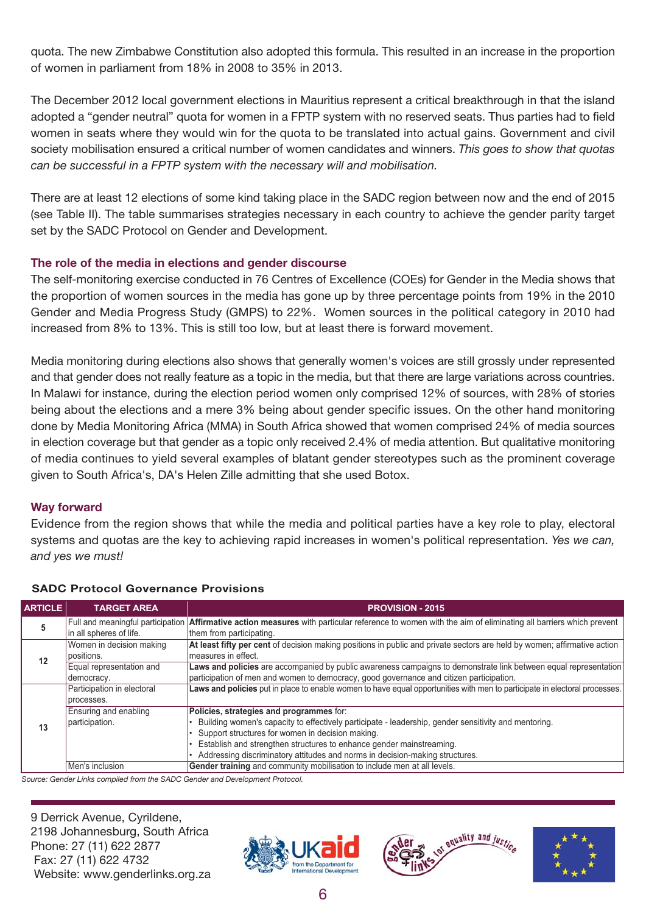quota. The new Zimbabwe Constitution also adopted this formula. This resulted in an increase in the proportion of women in parliament from 18% in 2008 to 35% in 2013.

The December 2012 local government elections in Mauritius represent a critical breakthrough in that the island adopted a "gender neutral" quota for women in a FPTP system with no reserved seats. Thus parties had to field women in seats where they would win for the quota to be translated into actual gains. Government and civil society mobilisation ensured a critical number of women candidates and winners. *This goes to show that quotas can be successful in a FPTP system with the necessary will and mobilisation.*

There are at least 12 elections of some kind taking place in the SADC region between now and the end of 2015 (see Table II). The table summarises strategies necessary in each country to achieve the gender parity target set by the SADC Protocol on Gender and Development.

### The role of the media in elections and gender discourse

The self-monitoring exercise conducted in 76 Centres of Excellence (COEs) for Gender in the Media shows that the proportion of women sources in the media has gone up by three percentage points from 19% in the 2010 Gender and Media Progress Study (GMPS) to 22%. Women sources in the political category in 2010 had increased from 8% to 13%. This is still too low, but at least there is forward movement.

Media monitoring during elections also shows that generally women's voices are still grossly under represented and that gender does not really feature as a topic in the media, but that there are large variations across countries. In Malawi for instance, during the election period women only comprised 12% of sources, with 28% of stories being about the elections and a mere 3% being about gender specific issues. On the other hand monitoring done by Media Monitoring Africa (MMA) in South Africa showed that women comprised 24% of media sources in election coverage but that gender as a topic only received 2.4% of media attention. But qualitative monitoring of media continues to yield several examples of blatant gender stereotypes such as the prominent coverage given to South Africa's, DA's Helen Zille admitting that she used Botox.

### Way forward

Evidence from the region shows that while the media and political parties have a key role to play, electoral systems and quotas are the key to achieving rapid increases in women's political representation. *Yes we can, and yes we must!*

**SADC Protocol Governance Provisions**

| ARTICLE | TARGET AREA | PROVISION - 2015 |
|---|---|---|
| 5 | Full and meaningful participation in all spheres of life. | **Affirmative action measures** with particular reference to women with the aim of eliminating all barriers which prevent them from participating. |
| 12 | Women in decision making positions. | **At least fifty per cent** of decision making positions in public and private sectors are held by women; affirmative action measures in effect. |
| | Equal representation and democracy. | **Laws and policies** are accompanied by public awareness campaigns to demonstrate link between equal representation participation of men and women to democracy, good governance and citizen participation. |
| 13 | Participation in electoral processes. | **Laws and policies** put in place to enable women to have equal opportunities with men to participate in electoral processes. |
| | Ensuring and enabling participation. | **Policies, strategies and programmes** for: • Building women's capacity to effectively participate - leadership, gender sensitivity and mentoring. • Support structures for women in decision making. • Establish and strengthen structures to enhance gender mainstreaming. • Addressing discriminatory attitudes and norms in decision-making structures. |
| | Men's inclusion | **Gender training** and community mobilisation to include men at all levels. |

*Source: Gender Links compiled from the SADC Gender and Development Protocol.*

9 Derrick Avenue, Cyrildene,
2198 Johannesburg, South Africa
Phone: 27 (11) 622 2877
Fax: 27 (11) 622 4732
Website: www.genderlinks.org.za

UKaid from the Department for International Development

gender links for equality and justice